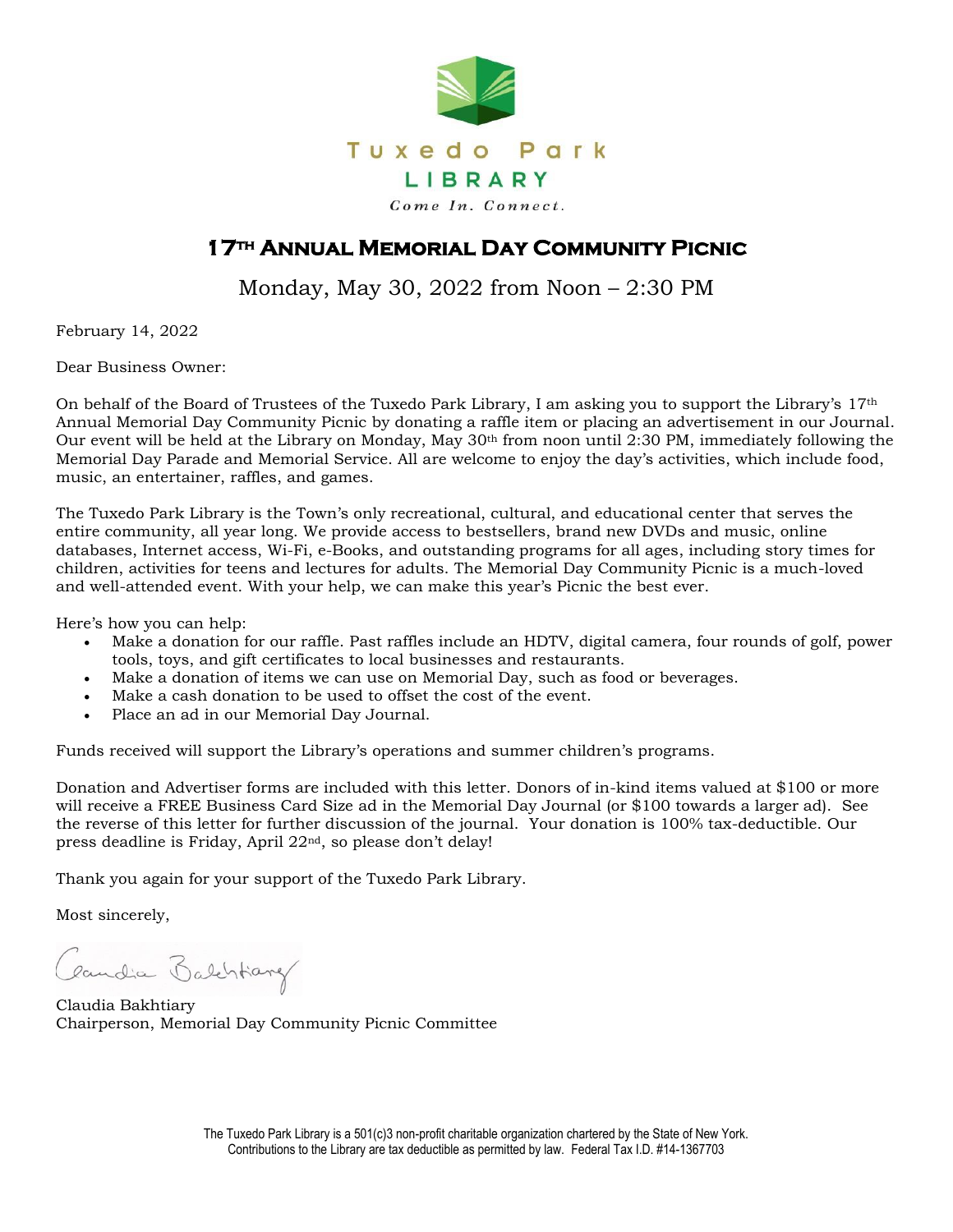Tuxedo Park
LIBRARY
*Come In. Connect.*

# 17th Annual Memorial Day Community Picnic

Monday, May 30, 2022 from Noon – 2:30 PM

February 14, 2022

Dear Business Owner:

On behalf of the Board of Trustees of the Tuxedo Park Library, I am asking you to support the Library's 17th Annual Memorial Day Community Picnic by donating a raffle item or placing an advertisement in our Journal. Our event will be held at the Library on Monday, May 30th from noon until 2:30 PM, immediately following the Memorial Day Parade and Memorial Service. All are welcome to enjoy the day's activities, which include food, music, an entertainer, raffles, and games.

The Tuxedo Park Library is the Town's only recreational, cultural, and educational center that serves the entire community, all year long. We provide access to bestsellers, brand new DVDs and music, online databases, Internet access, Wi-Fi, e-Books, and outstanding programs for all ages, including story times for children, activities for teens and lectures for adults. The Memorial Day Community Picnic is a much-loved and well-attended event. With your help, we can make this year's Picnic the best ever.

Here's how you can help:

- Make a donation for our raffle. Past raffles include an HDTV, digital camera, four rounds of golf, power tools, toys, and gift certificates to local businesses and restaurants.
- Make a donation of items we can use on Memorial Day, such as food or beverages.
- Make a cash donation to be used to offset the cost of the event.
- Place an ad in our Memorial Day Journal.

Funds received will support the Library's operations and summer children's programs.

Donation and Advertiser forms are included with this letter. Donors of in-kind items valued at $100 or more will receive a FREE Business Card Size ad in the Memorial Day Journal (or $100 towards a larger ad). See the reverse of this letter for further discussion of the journal. Your donation is 100% tax-deductible. Our press deadline is Friday, April 22nd, so please don't delay!

Thank you again for your support of the Tuxedo Park Library.

Most sincerely,

Claudia Bakhtiary
Chairperson, Memorial Day Community Picnic Committee

The Tuxedo Park Library is a 501(c)3 non-profit charitable organization chartered by the State of New York.
Contributions to the Library are tax deductible as permitted by law. Federal Tax I.D. #14-1367703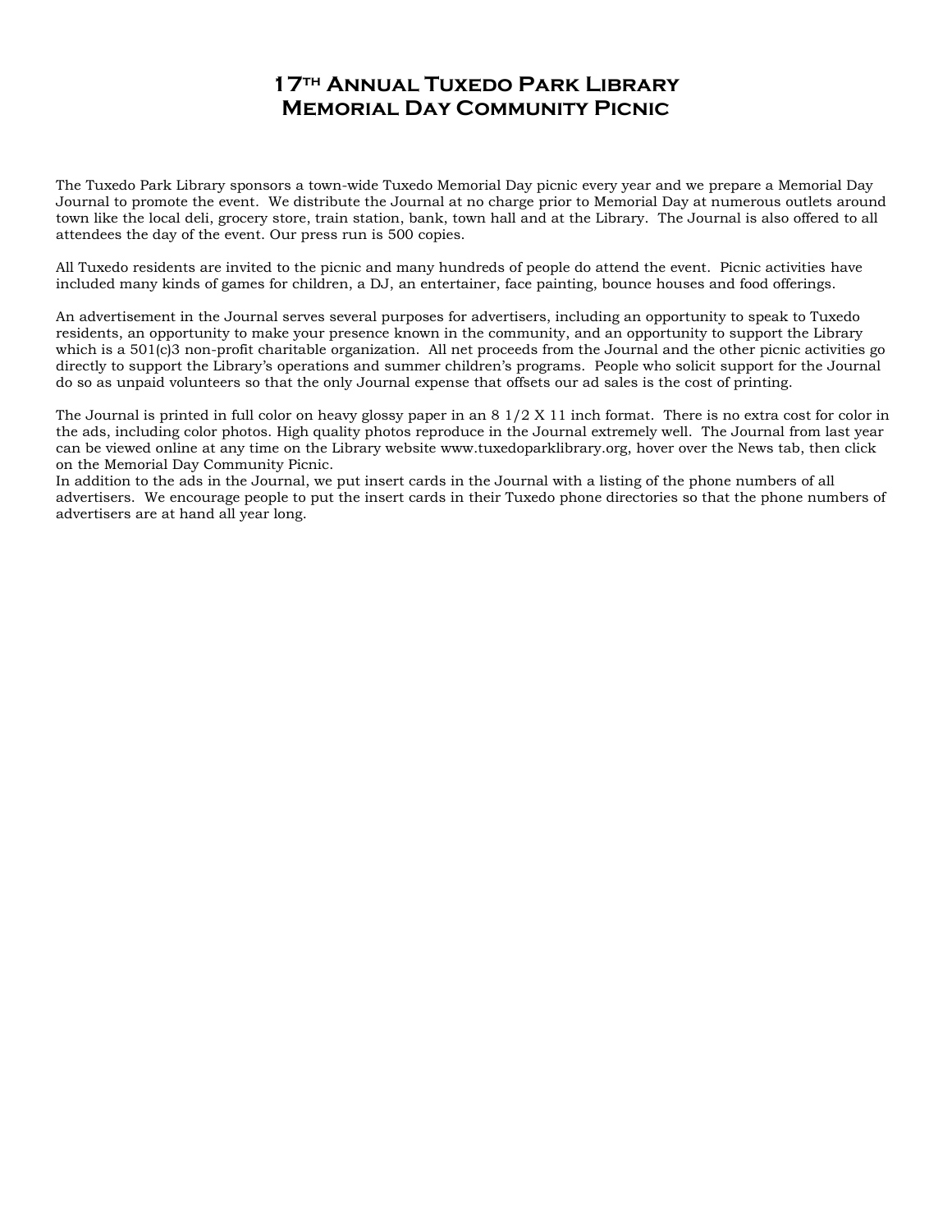# 17th Annual Tuxedo Park Library Memorial Day Community Picnic

The Tuxedo Park Library sponsors a town-wide Tuxedo Memorial Day picnic every year and we prepare a Memorial Day Journal to promote the event. We distribute the Journal at no charge prior to Memorial Day at numerous outlets around town like the local deli, grocery store, train station, bank, town hall and at the Library. The Journal is also offered to all attendees the day of the event. Our press run is 500 copies.

All Tuxedo residents are invited to the picnic and many hundreds of people do attend the event. Picnic activities have included many kinds of games for children, a DJ, an entertainer, face painting, bounce houses and food offerings.

An advertisement in the Journal serves several purposes for advertisers, including an opportunity to speak to Tuxedo residents, an opportunity to make your presence known in the community, and an opportunity to support the Library which is a 501(c)3 non-profit charitable organization. All net proceeds from the Journal and the other picnic activities go directly to support the Library's operations and summer children's programs. People who solicit support for the Journal do so as unpaid volunteers so that the only Journal expense that offsets our ad sales is the cost of printing.

The Journal is printed in full color on heavy glossy paper in an 8 1/2 X 11 inch format. There is no extra cost for color in the ads, including color photos. High quality photos reproduce in the Journal extremely well. The Journal from last year can be viewed online at any time on the Library website www.tuxedoparklibrary.org, hover over the News tab, then click on the Memorial Day Community Picnic.
In addition to the ads in the Journal, we put insert cards in the Journal with a listing of the phone numbers of all advertisers. We encourage people to put the insert cards in their Tuxedo phone directories so that the phone numbers of advertisers are at hand all year long.